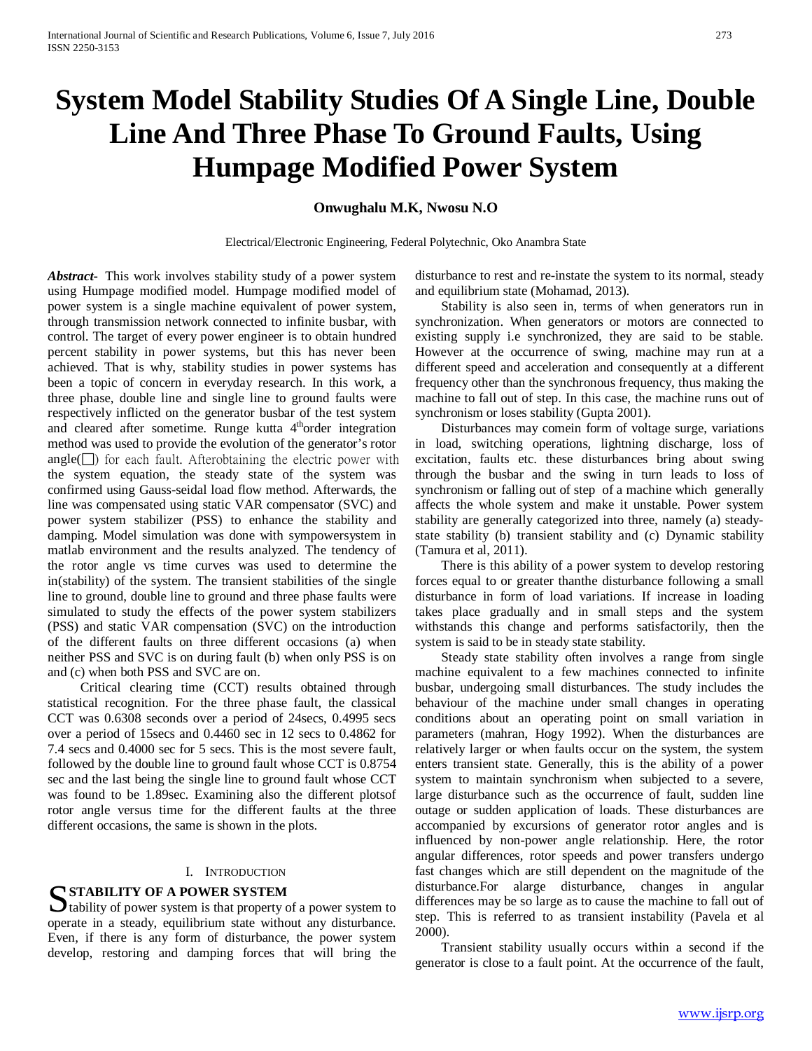# System Model Stability Studies Of A Single Line, Double Line And Three Phase To Ground Faults, Using Humpage Modified Power System

**Onwughalu M.K, Nwosu N.O**

Electrical/Electronic Engineering, Federal Polytechnic, Oko Anambra State

***Abstract-*** This work involves stability study of a power system using Humpage modified model. Humpage modified model of power system is a single machine equivalent of power system, through transmission network connected to infinite busbar, with control. The target of every power engineer is to obtain hundred percent stability in power systems, but this has never been achieved. That is why, stability studies in power systems has been a topic of concern in everyday research. In this work, a three phase, double line and single line to ground faults were respectively inflicted on the generator busbar of the test system and cleared after sometime. Runge kutta 4thorder integration method was used to provide the evolution of the generator's rotor angle(□) for each fault. Afterobtaining the electric power with the system equation, the steady state of the system was confirmed using Gauss-seidal load flow method. Afterwards, the line was compensated using static VAR compensator (SVC) and power system stabilizer (PSS) to enhance the stability and damping. Model simulation was done with sympowersystem in matlab environment and the results analyzed. The tendency of the rotor angle vs time curves was used to determine the in(stability) of the system. The transient stabilities of the single line to ground, double line to ground and three phase faults were simulated to study the effects of the power system stabilizers (PSS) and static VAR compensation (SVC) on the introduction of the different faults on three different occasions (a) when neither PSS and SVC is on during fault (b) when only PSS is on and (c) when both PSS and SVC are on.

Critical clearing time (CCT) results obtained through statistical recognition. For the three phase fault, the classical CCT was 0.6308 seconds over a period of 24secs, 0.4995 secs over a period of 15secs and 0.4460 sec in 12 secs to 0.4862 for 7.4 secs and 0.4000 sec for 5 secs. This is the most severe fault, followed by the double line to ground fault whose CCT is 0.8754 sec and the last being the single line to ground fault whose CCT was found to be 1.89sec. Examining also the different plotsof rotor angle versus time for the different faults at the three different occasions, the same is shown in the plots.

## I. Introduction

### STABILITY OF A POWER SYSTEM

Stability of power system is that property of a power system to operate in a steady, equilibrium state without any disturbance. Even, if there is any form of disturbance, the power system develop, restoring and damping forces that will bring the disturbance to rest and re-instate the system to its normal, steady and equilibrium state (Mohamad, 2013).

Stability is also seen in, terms of when generators run in synchronization. When generators or motors are connected to existing supply i.e synchronized, they are said to be stable. However at the occurrence of swing, machine may run at a different speed and acceleration and consequently at a different frequency other than the synchronous frequency, thus making the machine to fall out of step. In this case, the machine runs out of synchronism or loses stability (Gupta 2001).

Disturbances may comein form of voltage surge, variations in load, switching operations, lightning discharge, loss of excitation, faults etc. these disturbances bring about swing through the busbar and the swing in turn leads to loss of synchronism or falling out of step of a machine which generally affects the whole system and make it unstable. Power system stability are generally categorized into three, namely (a) steady-state stability (b) transient stability and (c) Dynamic stability (Tamura et al, 2011).

There is this ability of a power system to develop restoring forces equal to or greater thanthe disturbance following a small disturbance in form of load variations. If increase in loading takes place gradually and in small steps and the system withstands this change and performs satisfactorily, then the system is said to be in steady state stability.

Steady state stability often involves a range from single machine equivalent to a few machines connected to infinite busbar, undergoing small disturbances. The study includes the behaviour of the machine under small changes in operating conditions about an operating point on small variation in parameters (mahran, Hogy 1992). When the disturbances are relatively larger or when faults occur on the system, the system enters transient state. Generally, this is the ability of a power system to maintain synchronism when subjected to a severe, large disturbance such as the occurrence of fault, sudden line outage or sudden application of loads. These disturbances are accompanied by excursions of generator rotor angles and is influenced by non-power angle relationship. Here, the rotor angular differences, rotor speeds and power transfers undergo fast changes which are still dependent on the magnitude of the disturbance.For alarge disturbance, changes in angular differences may be so large as to cause the machine to fall out of step. This is referred to as transient instability (Pavela et al 2000).

Transient stability usually occurs within a second if the generator is close to a fault point. At the occurrence of the fault,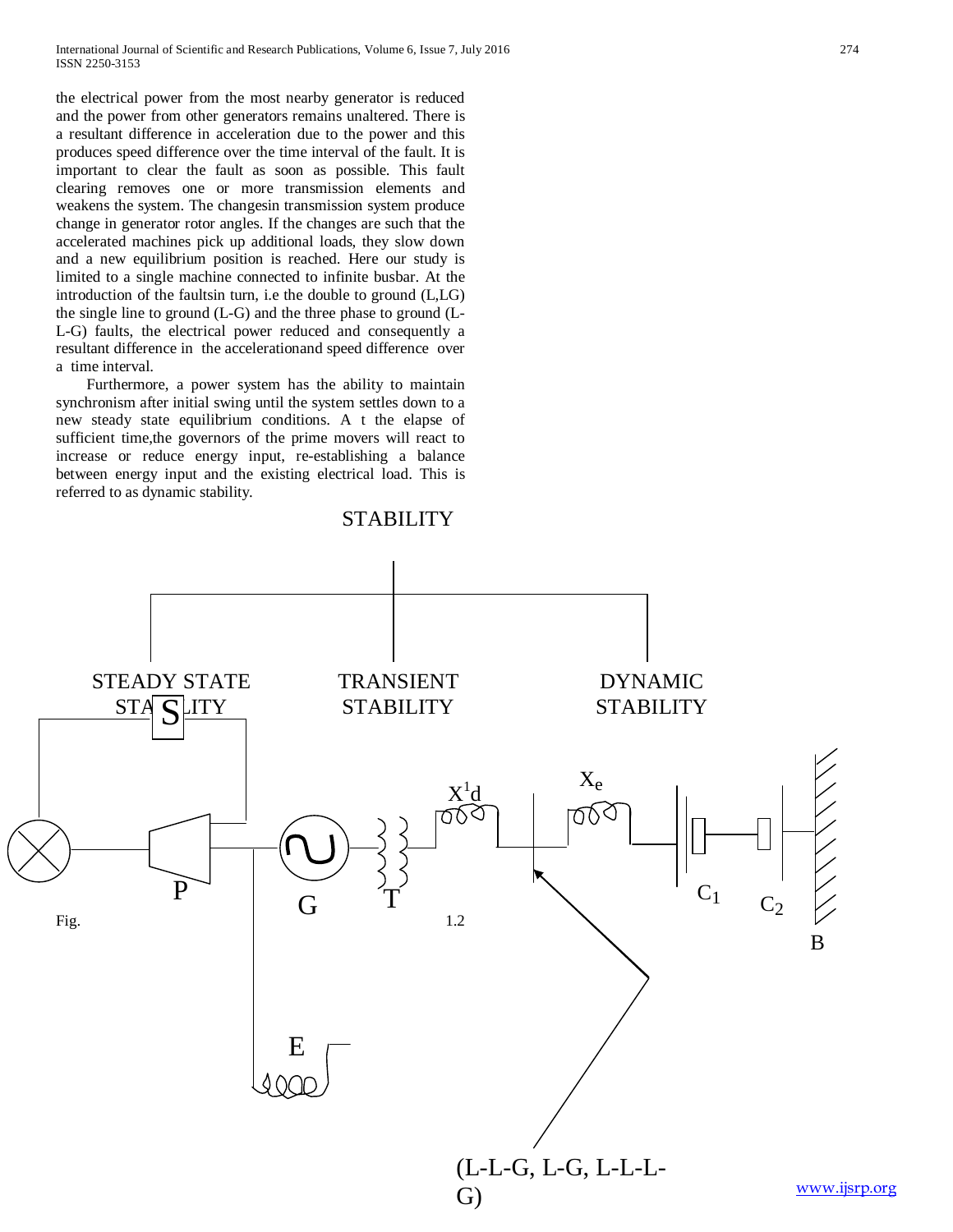the electrical power from the most nearby generator is reduced and the power from other generators remains unaltered. There is a resultant difference in acceleration due to the power and this produces speed difference over the time interval of the fault. It is important to clear the fault as soon as possible. This fault clearing removes one or more transmission elements and weakens the system. The changesin transmission system produce change in generator rotor angles. If the changes are such that the accelerated machines pick up additional loads, they slow down and a new equilibrium position is reached. Here our study is limited to a single machine connected to infinite busbar. At the introduction of the faultsin turn, i.e the double to ground (L,LG) the single line to ground (L-G) and the three phase to ground (L-L-G) faults, the electrical power reduced and consequently a resultant difference in the accelerationand speed difference over a time interval.

Furthermore, a power system has the ability to maintain synchronism after initial swing until the system settles down to a new steady state equilibrium conditions. A t the elapse of sufficient time,the governors of the prime movers will react to increase or reduce energy input, re-establishing a balance between energy input and the existing electrical load. This is referred to as dynamic stability.

STABILITY

STEADY STATE STABILITY | TRANSIENT STABILITY | DYNAMIC STABILITY

S

$X^1d$ $X_e$

P G T $C_1$ $C_2$ B

E

(L-L-G, L-G, L-L-L-G)

Fig. 1.2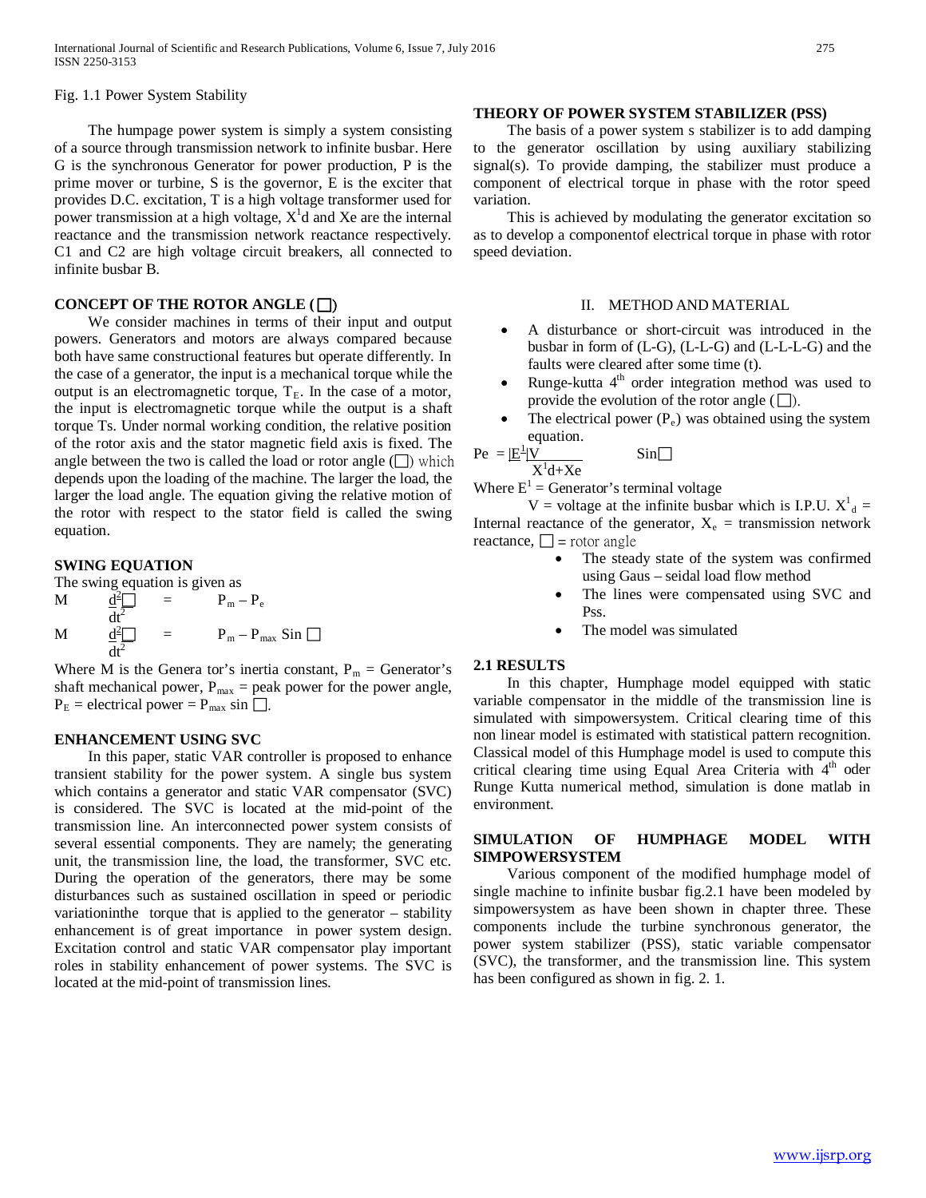Fig. 1.1 Power System Stability

The humpage power system is simply a system consisting of a source through transmission network to infinite busbar. Here G is the synchronous Generator for power production, P is the prime mover or turbine, S is the governor, E is the exciter that provides D.C. excitation, T is a high voltage transformer used for power transmission at a high voltage, $X^1d$ and Xe are the internal reactance and the transmission network reactance respectively. C1 and C2 are high voltage circuit breakers, all connected to infinite busbar B.

## CONCEPT OF THE ROTOR ANGLE ($\delta$)

We consider machines in terms of their input and output powers. Generators and motors are always compared because both have same constructional features but operate differently. In the case of a generator, the input is a mechanical torque while the output is an electromagnetic torque, $T_E$. In the case of a motor, the input is electromagnetic torque while the output is a shaft torque Ts. Under normal working condition, the relative position of the rotor axis and the stator magnetic field axis is fixed. The angle between the two is called the load or rotor angle ($\delta$) which depends upon the loading of the machine. The larger the load, the larger the load angle. The equation giving the relative motion of the rotor with respect to the stator field is called the swing equation.

## SWING EQUATION

The swing equation is given as

$$M \frac{d^2\delta}{dt^2} = P_m - P_e$$

$$M \frac{d^2\delta}{dt^2} = P_m - P_{max} \sin \delta$$

Where M is the Genera tor's inertia constant, $P_m$ = Generator's shaft mechanical power, $P_{max}$ = peak power for the power angle, $P_E$ = electrical power = $P_{max} \sin \delta$.

## ENHANCEMENT USING SVC

In this paper, static VAR controller is proposed to enhance transient stability for the power system. A single bus system which contains a generator and static VAR compensator (SVC) is considered. The SVC is located at the mid-point of the transmission line. An interconnected power system consists of several essential components. They are namely; the generating unit, the transmission line, the load, the transformer, SVC etc. During the operation of the generators, there may be some disturbances such as sustained oscillation in speed or periodic variationinthe torque that is applied to the generator – stability enhancement is of great importance in power system design. Excitation control and static VAR compensator play important roles in stability enhancement of power systems. The SVC is located at the mid-point of transmission lines.

## THEORY OF POWER SYSTEM STABILIZER (PSS)

The basis of a power system s stabilizer is to add damping to the generator oscillation by using auxiliary stabilizing signal(s). To provide damping, the stabilizer must produce a component of electrical torque in phase with the rotor speed variation.

This is achieved by modulating the generator excitation so as to develop a componentof electrical torque in phase with rotor speed deviation.

# II. METHOD AND MATERIAL

- A disturbance or short-circuit was introduced in the busbar in form of (L-G), (L-L-G) and (L-L-L-G) and the faults were cleared after some time (t).
- Runge-kutta 4th order integration method was used to provide the evolution of the rotor angle ($\delta$).
- The electrical power ($P_e$) was obtained using the system equation.

$$Pe = \frac{|E^1|V}{X^1d+Xe} \sin\delta$$

Where $E^1$ = Generator's terminal voltage

V = voltage at the infinite busbar which is I.P.U. $X^1{}_d$ = Internal reactance of the generator, $X_e$ = transmission network reactance, $\delta$ = rotor angle

- The steady state of the system was confirmed using Gaus – seidal load flow method
- The lines were compensated using SVC and Pss.
- The model was simulated

## 2.1 RESULTS

In this chapter, Humphage model equipped with static variable compensator in the middle of the transmission line is simulated with simpowersystem. Critical clearing time of this non linear model is estimated with statistical pattern recognition. Classical model of this Humphage model is used to compute this critical clearing time using Equal Area Criteria with 4th oder Runge Kutta numerical method, simulation is done matlab in environment.

## SIMULATION OF HUMPHAGE MODEL WITH SIMPOWERSYSTEM

Various component of the modified humphage model of single machine to infinite busbar fig.2.1 have been modeled by simpowersystem as have been shown in chapter three. These components include the turbine synchronous generator, the power system stabilizer (PSS), static variable compensator (SVC), the transformer, and the transmission line. This system has been configured as shown in fig. 2. 1.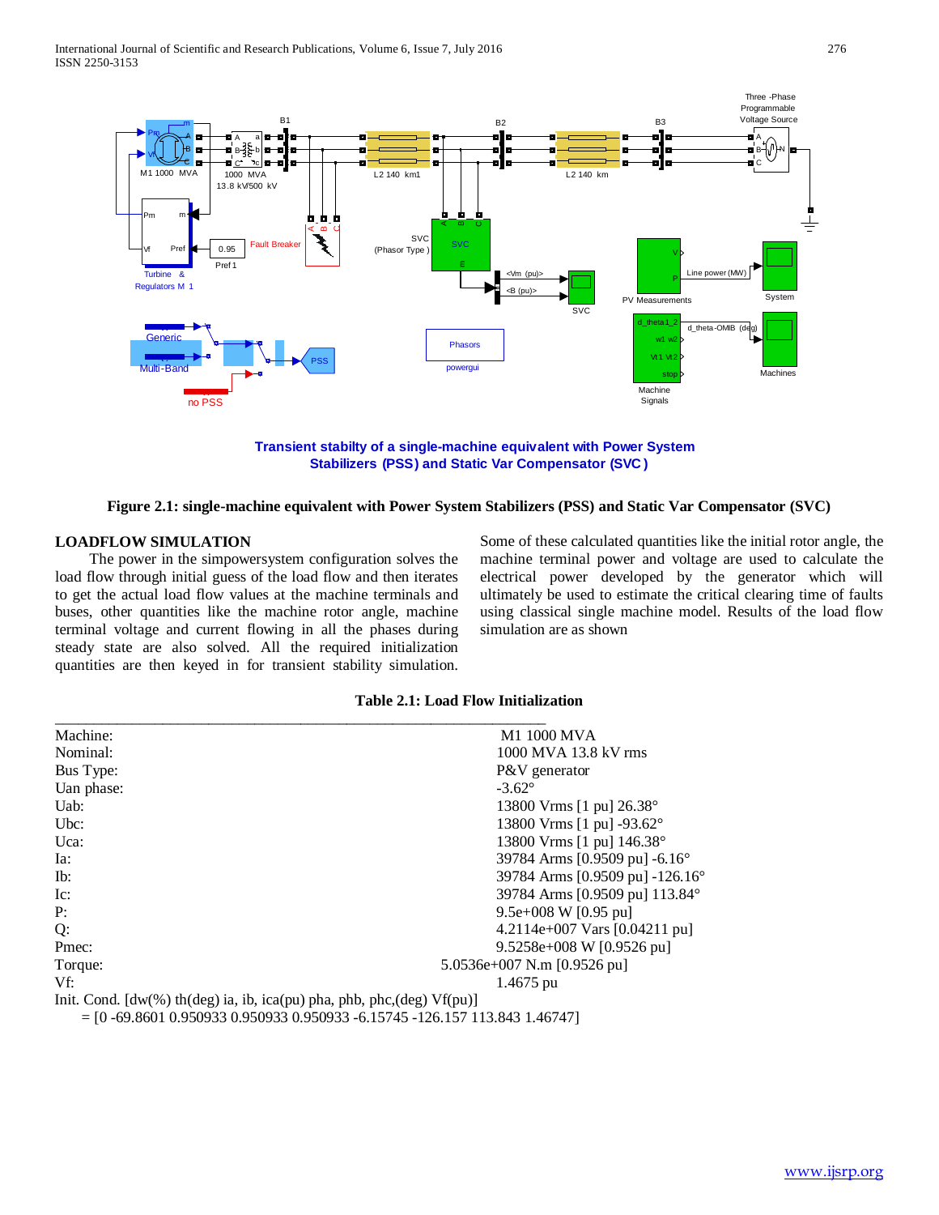Transient stabilty of a single-machine equivalent with Power System Stabilizers (PSS) and Static Var Compensator (SVC)

**Figure 2.1: single-machine equivalent with Power System Stabilizers (PSS) and Static Var Compensator (SVC)**

## LOADFLOW SIMULATION

The power in the simpowersystem configuration solves the load flow through initial guess of the load flow and then iterates to get the actual load flow values at the machine terminals and buses, other quantities like the machine rotor angle, machine terminal voltage and current flowing in all the phases during steady state are also solved. All the required initialization quantities are then keyed in for transient stability simulation. Some of these calculated quantities like the initial rotor angle, the machine terminal power and voltage are used to calculate the electrical power developed by the generator which will ultimately be used to estimate the critical clearing time of faults using classical single machine model. Results of the load flow simulation are as shown

**Table 2.1: Load Flow Initialization**

| | |
|---|---|
| Machine: | M1 1000 MVA |
| Nominal: | 1000 MVA 13.8 kV rms |
| Bus Type: | P&V generator |
| Uan phase: | -3.62° |
| Uab: | 13800 Vrms [1 pu] 26.38° |
| Ubc: | 13800 Vrms [1 pu] -93.62° |
| Uca: | 13800 Vrms [1 pu] 146.38° |
| Ia: | 39784 Arms [0.9509 pu] -6.16° |
| Ib: | 39784 Arms [0.9509 pu] -126.16° |
| Ic: | 39784 Arms [0.9509 pu] 113.84° |
| P: | 9.5e+008 W [0.95 pu] |
| Q: | 4.2114e+007 Vars [0.04211 pu] |
| Pmec: | 9.5258e+008 W [0.9526 pu] |
| Torque: | 5.0536e+007 N.m [0.9526 pu] |
| Vf: | 1.4675 pu |

Init. Cond. [dw(%) th(deg) ia, ib, ica(pu) pha, phb, phc,(deg) Vf(pu)]
= [0 -69.8601 0.950933 0.950933 0.950933 -6.15745 -126.157 113.843 1.46747]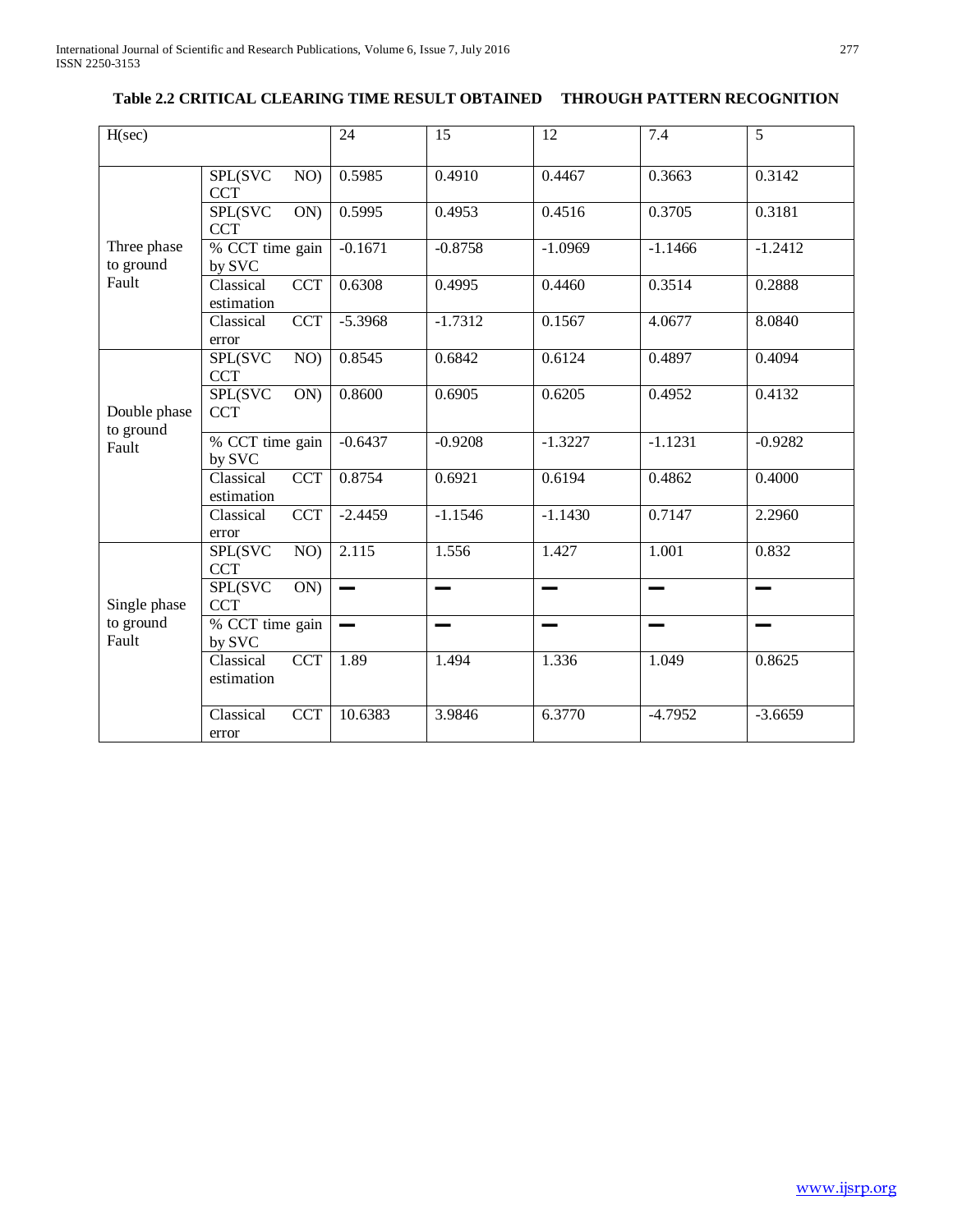**Table 2.2 CRITICAL CLEARING TIME RESULT OBTAINED THROUGH PATTERN RECOGNITION**

| H(sec) | | 24 | 15 | 12 | 7.4 | 5 |
|---|---|---|---|---|---|---|
| Three phase to ground Fault | SPL(SVC NO) CCT | 0.5985 | 0.4910 | 0.4467 | 0.3663 | 0.3142 |
| | SPL(SVC ON) CCT | 0.5995 | 0.4953 | 0.4516 | 0.3705 | 0.3181 |
| | % CCT time gain by SVC | -0.1671 | -0.8758 | -1.0969 | -1.1466 | -1.2412 |
| | Classical CCT estimation | 0.6308 | 0.4995 | 0.4460 | 0.3514 | 0.2888 |
| | Classical CCT error | -5.3968 | -1.7312 | 0.1567 | 4.0677 | 8.0840 |
| Double phase to ground Fault | SPL(SVC NO) CCT | 0.8545 | 0.6842 | 0.6124 | 0.4897 | 0.4094 |
| | SPL(SVC ON) CCT | 0.8600 | 0.6905 | 0.6205 | 0.4952 | 0.4132 |
| | % CCT time gain by SVC | -0.6437 | -0.9208 | -1.3227 | -1.1231 | -0.9282 |
| | Classical CCT estimation | 0.8754 | 0.6921 | 0.6194 | 0.4862 | 0.4000 |
| | Classical CCT error | -2.4459 | -1.1546 | -1.1430 | 0.7147 | 2.2960 |
| Single phase to ground Fault | SPL(SVC NO) CCT | 2.115 | 1.556 | 1.427 | 1.001 | 0.832 |
| | SPL(SVC ON) CCT | — | — | — | — | — |
| | % CCT time gain by SVC | — | — | — | — | — |
| | Classical CCT estimation | 1.89 | 1.494 | 1.336 | 1.049 | 0.8625 |
| | Classical CCT error | 10.6383 | 3.9846 | 6.3770 | -4.7952 | -3.6659 |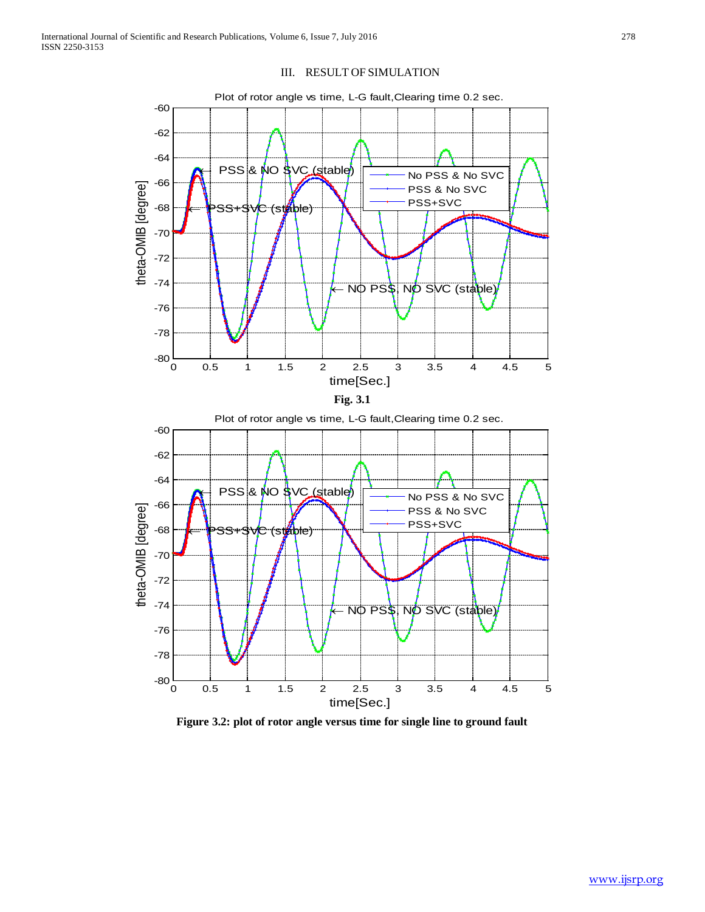## III. RESULT OF SIMULATION

Fig. 3.1

**Figure 3.2: plot of rotor angle versus time for single line to ground fault**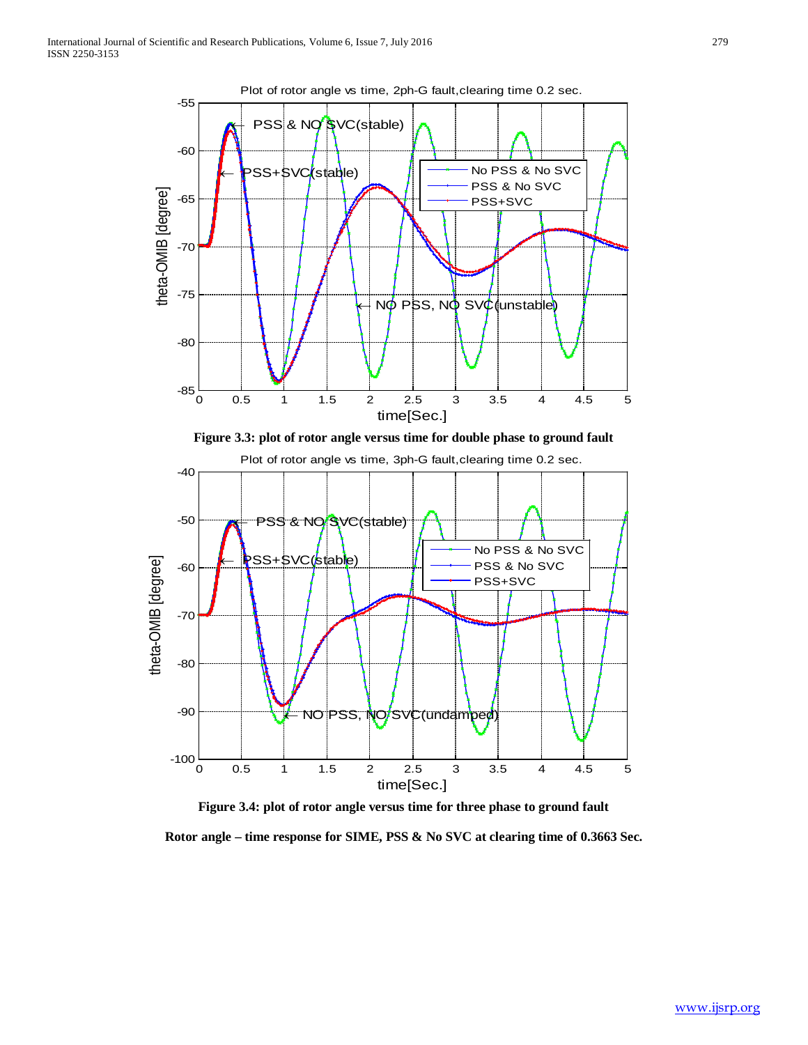**Figure 3.3: plot of rotor angle versus time for double phase to ground fault**

**Figure 3.4: plot of rotor angle versus time for three phase to ground fault**

**Rotor angle – time response for SIME, PSS & No SVC at clearing time of 0.3663 Sec.**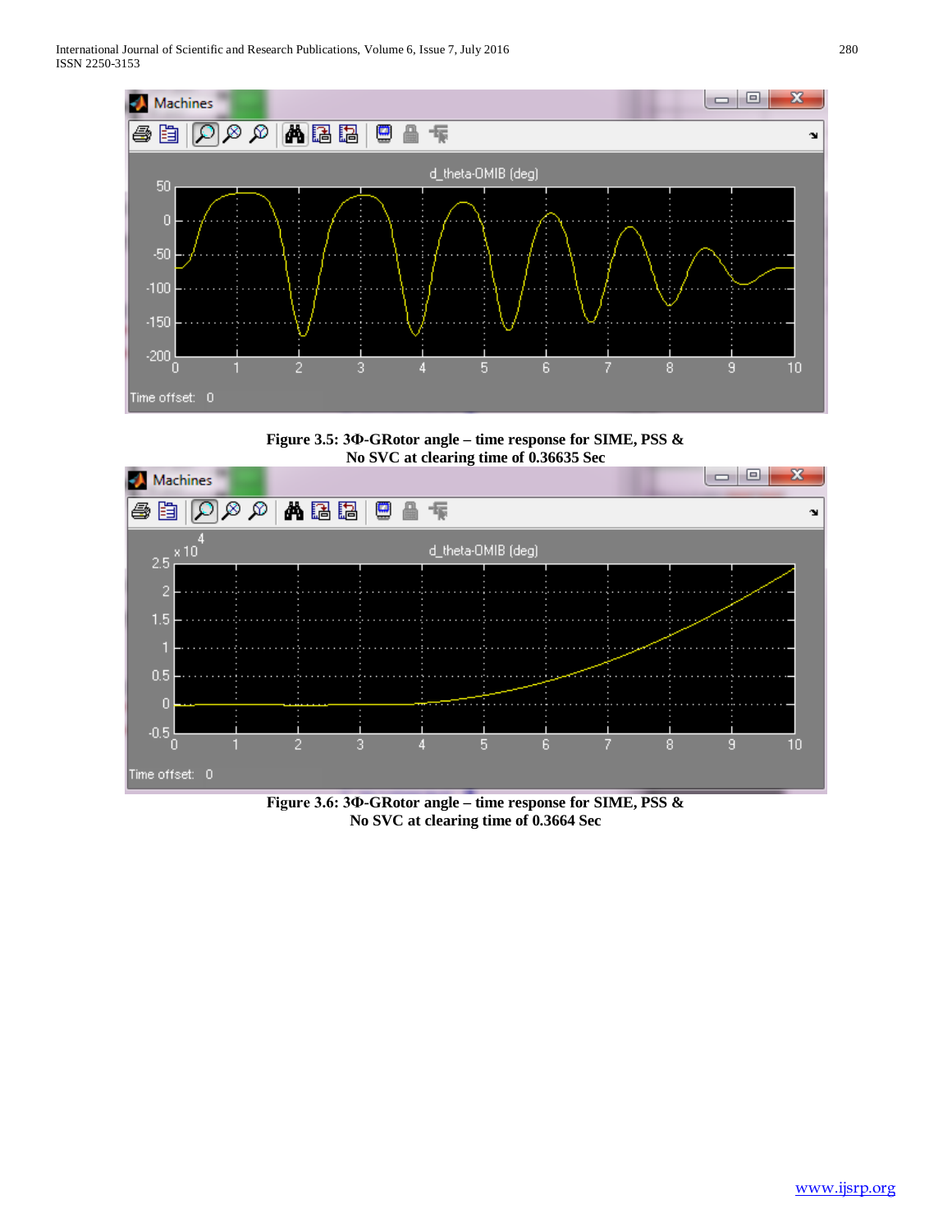**Figure 3.5: 3Φ-GRotor angle – time response for SIME, PSS & No SVC at clearing time of 0.36635 Sec**

**Figure 3.6: 3Φ-GRotor angle – time response for SIME, PSS & No SVC at clearing time of 0.3664 Sec**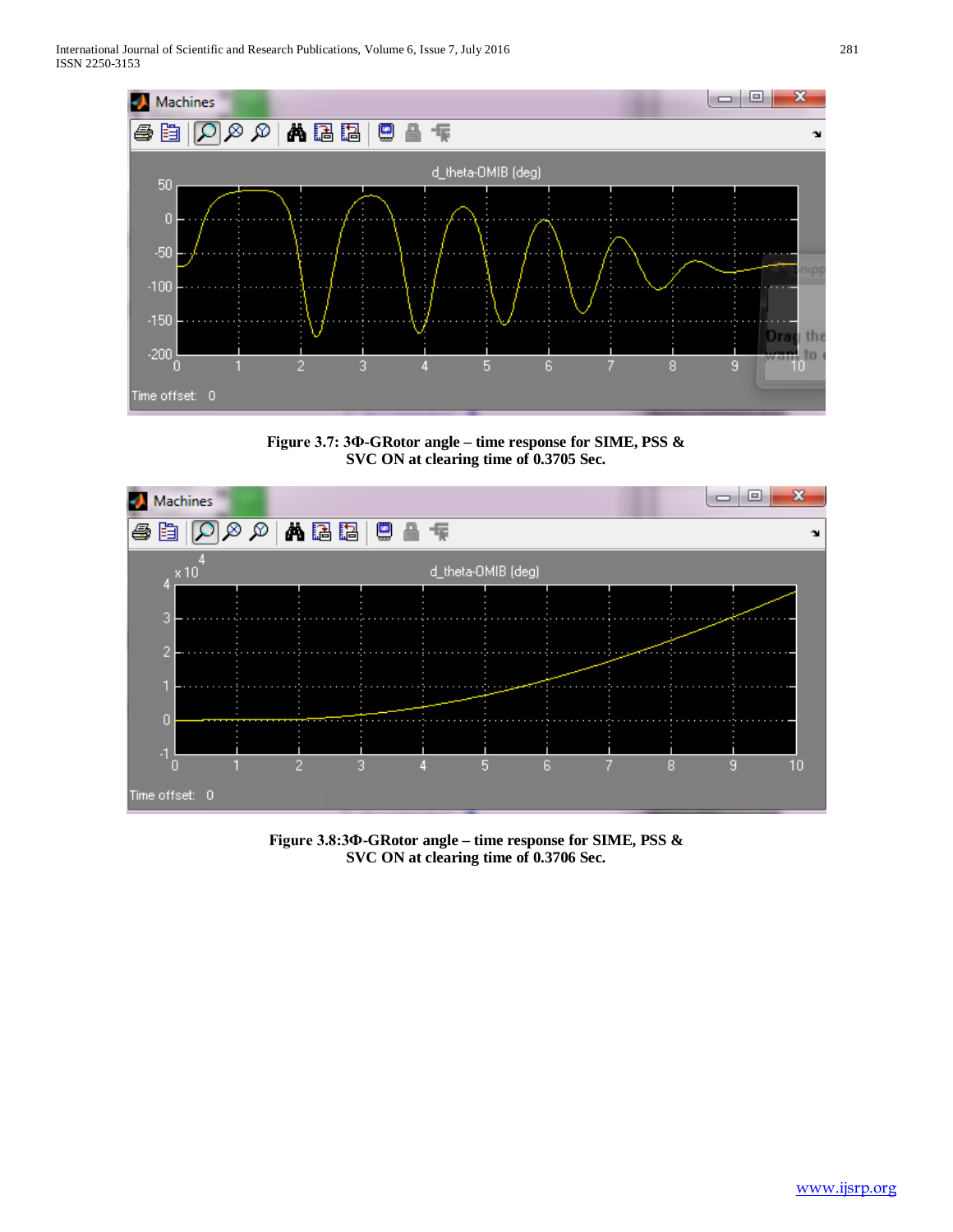**Figure 3.7: 3Φ-GRotor angle – time response for SIME, PSS & SVC ON at clearing time of 0.3705 Sec.**

**Figure 3.8:3Φ-GRotor angle – time response for SIME, PSS & SVC ON at clearing time of 0.3706 Sec.**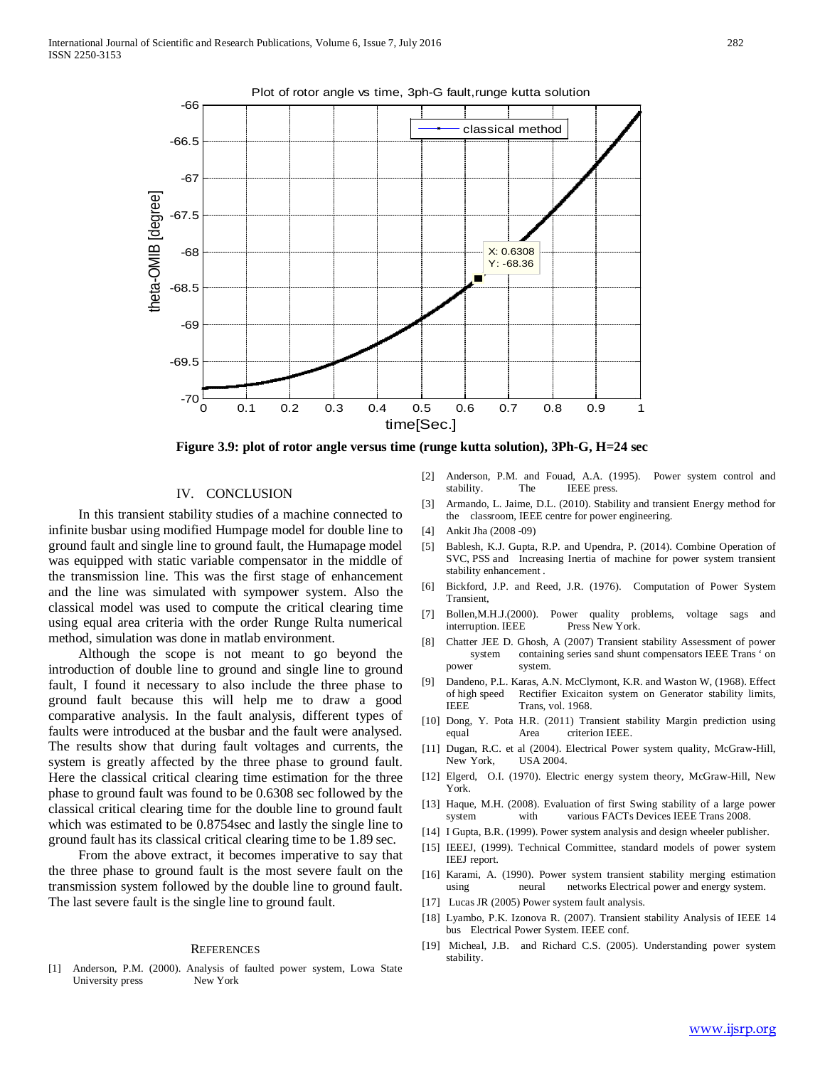Figure 3.9: plot of rotor angle versus time (runge kutta solution), 3Ph-G, H=24 sec

## IV. CONCLUSION

In this transient stability studies of a machine connected to infinite busbar using modified Humpage model for double line to ground fault and single line to ground fault, the Humapage model was equipped with static variable compensator in the middle of the transmission line. This was the first stage of enhancement and the line was simulated with sympower system. Also the classical model was used to compute the critical clearing time using equal area criteria with the order Runge Rulta numerical method, simulation was done in matlab environment.

Although the scope is not meant to go beyond the introduction of double line to ground and single line to ground fault, I found it necessary to also include the three phase to ground fault because this will help me to draw a good comparative analysis. In the fault analysis, different types of faults were introduced at the busbar and the fault were analysed. The results show that during fault voltages and currents, the system is greatly affected by the three phase to ground fault. Here the classical critical clearing time estimation for the three phase to ground fault was found to be 0.6308 sec followed by the classical critical clearing time for the double line to ground fault which was estimated to be 0.8754sec and lastly the single line to ground fault has its classical critical clearing time to be 1.89 sec.

From the above extract, it becomes imperative to say that the three phase to ground fault is the most severe fault on the transmission system followed by the double line to ground fault. The last severe fault is the single line to ground fault.

## REFERENCES

[1] Anderson, P.M. (2000). Analysis of faulted power system, Lowa State University press New York

[2] Anderson, P.M. and Fouad, A.A. (1995). Power system control and stability. The IEEE press.

[3] Armando, L. Jaime, D.L. (2010). Stability and transient Energy method for the classroom, IEEE centre for power engineering.

[4] Ankit Jha (2008 -09)

[5] Bablesh, K.J. Gupta, R.P. and Upendra, P. (2014). Combine Operation of SVC, PSS and Increasing Inertia of machine for power system transient stability enhancement .

[6] Bickford, J.P. and Reed, J.R. (1976). Computation of Power System Transient,

[7] Bollen,M.H.J.(2000). Power quality problems, voltage sags and interruption. IEEE Press New York.

[8] Chatter JEE D. Ghosh, A (2007) Transient stability Assessment of power system containing series sand shunt compensators IEEE Trans ' on power system.

[9] Dandeno, P.L. Karas, A.N. McClymont, K.R. and Waston W, (1968). Effect of high speed Rectifier Exicaiton system on Generator stability limits, IEEE Trans, vol. 1968.

[10] Dong, Y. Pota H.R. (2011) Transient stability Margin prediction using equal Area criterion IEEE.

[11] Dugan, R.C. et al (2004). Electrical Power system quality, McGraw-Hill, New York, USA 2004.

[12] Elgerd, O.I. (1970). Electric energy system theory, McGraw-Hill, New York.

[13] Haque, M.H. (2008). Evaluation of first Swing stability of a large power system with various FACTs Devices IEEE Trans 2008.

[14] I Gupta, B.R. (1999). Power system analysis and design wheeler publisher.

[15] IEEEJ, (1999). Technical Committee, standard models of power system IEEJ report.

[16] Karami, A. (1990). Power system transient stability merging estimation using neural networks Electrical power and energy system.

[17] Lucas JR (2005) Power system fault analysis.

[18] Lyambo, P.K. Izonova R. (2007). Transient stability Analysis of IEEE 14 bus Electrical Power System. IEEE conf.

[19] Micheal, J.B. and Richard C.S. (2005). Understanding power system stability.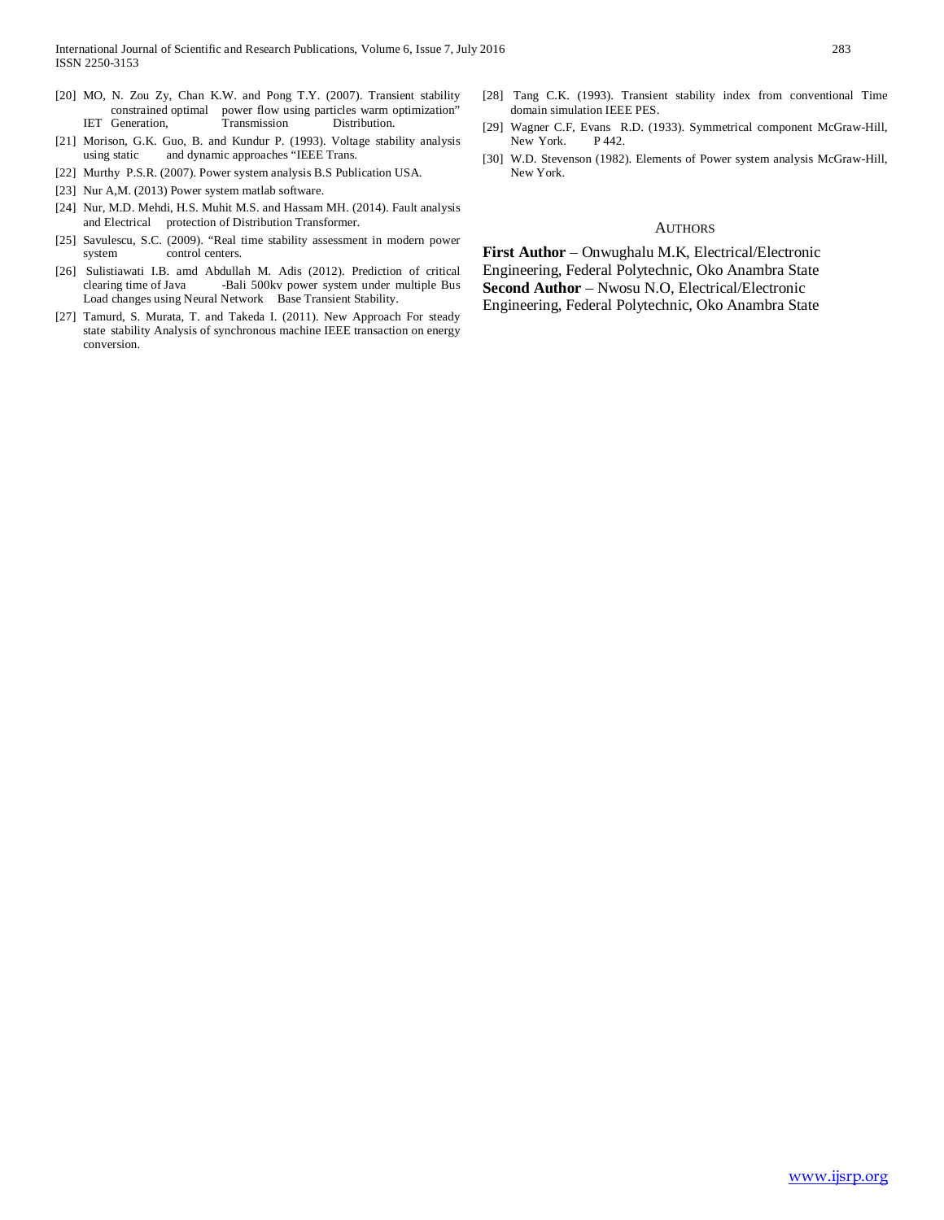[20] MO, N. Zou Zy, Chan K.W. and Pong T.Y. (2007). Transient stability constrained optimal power flow using particles warm optimization" IET Generation, Transmission Distribution.

[21] Morison, G.K. Guo, B. and Kundur P. (1993). Voltage stability analysis using static and dynamic approaches "IEEE Trans.

[22] Murthy P.S.R. (2007). Power system analysis B.S Publication USA.

[23] Nur A,M. (2013) Power system matlab software.

[24] Nur, M.D. Mehdi, H.S. Muhit M.S. and Hassam MH. (2014). Fault analysis and Electrical protection of Distribution Transformer.

[25] Savulescu, S.C. (2009). "Real time stability assessment in modern power system control centers.

[26] Sulistiawati I.B. amd Abdullah M. Adis (2012). Prediction of critical clearing time of Java -Bali 500kv power system under multiple Bus Load changes using Neural Network Base Transient Stability.

[27] Tamurd, S. Murata, T. and Takeda I. (2011). New Approach For steady state stability Analysis of synchronous machine IEEE transaction on energy conversion.

[28] Tang C.K. (1993). Transient stability index from conventional Time domain simulation IEEE PES.

[29] Wagner C.F, Evans R.D. (1933). Symmetrical component McGraw-Hill, New York. P 442.

[30] W.D. Stevenson (1982). Elements of Power system analysis McGraw-Hill, New York.

## Authors

**First Author** – Onwughalu M.K, Electrical/Electronic Engineering, Federal Polytechnic, Oko Anambra State

**Second Author** – Nwosu N.O, Electrical/Electronic Engineering, Federal Polytechnic, Oko Anambra State